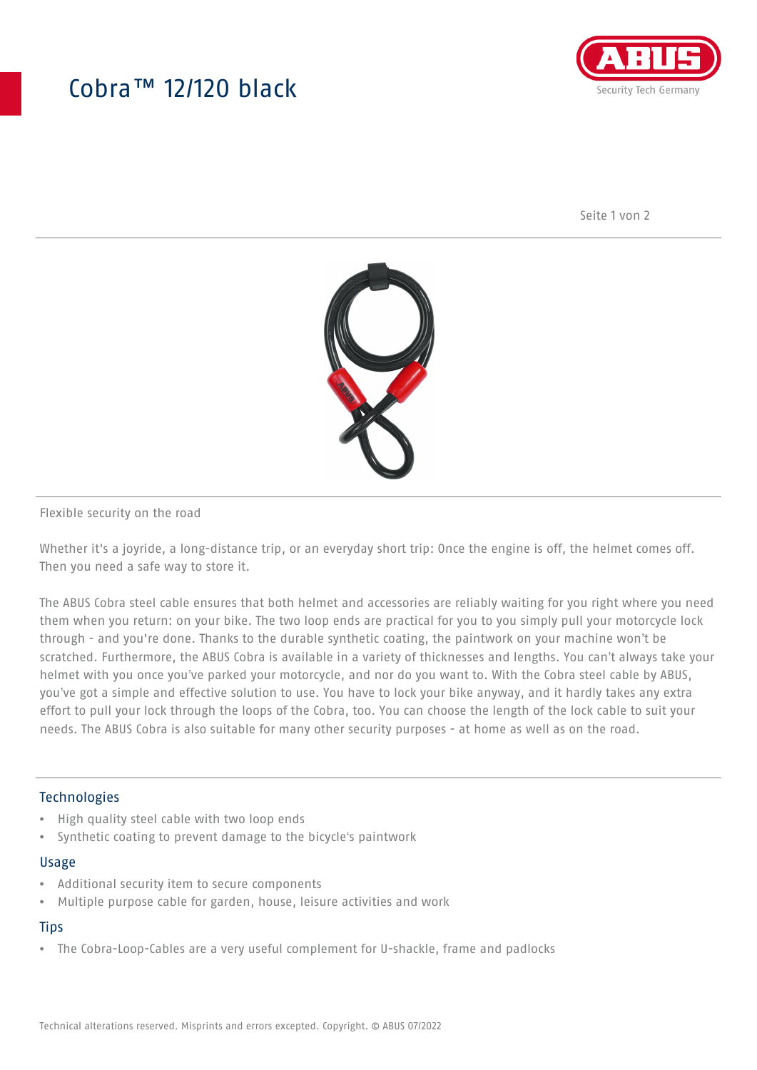# Cobra™ 12/120 black

Flexible security on the road

Whether it's a joyride, a long-distance trip, or an everyday short trip: Once the engine is off, the helmet comes off. Then you need a safe way to store it.

The ABUS Cobra steel cable ensures that both helmet and accessories are reliably waiting for you right where you need them when you return: on your bike. The two loop ends are practical for you to you simply pull your motorcycle lock through - and you're done. Thanks to the durable synthetic coating, the paintwork on your machine won't be scratched. Furthermore, the ABUS Cobra is available in a variety of thicknesses and lengths. You can't always take your helmet with you once you've parked your motorcycle, and nor do you want to. With the Cobra steel cable by ABUS, you've got a simple and effective solution to use. You have to lock your bike anyway, and it hardly takes any extra effort to pull your lock through the loops of the Cobra, too. You can choose the length of the lock cable to suit your needs. The ABUS Cobra is also suitable for many other security purposes - at home as well as on the road.

## Technologies

- High quality steel cable with two loop ends
- Synthetic coating to prevent damage to the bicycle's paintwork

## Usage

- Additional security item to secure components
- Multiple purpose cable for garden, house, leisure activities and work

## Tips

- The Cobra-Loop-Cables are a very useful complement for U-shackle, frame and padlocks

Technical alterations reserved. Misprints and errors excepted. Copyright. © ABUS 07/2022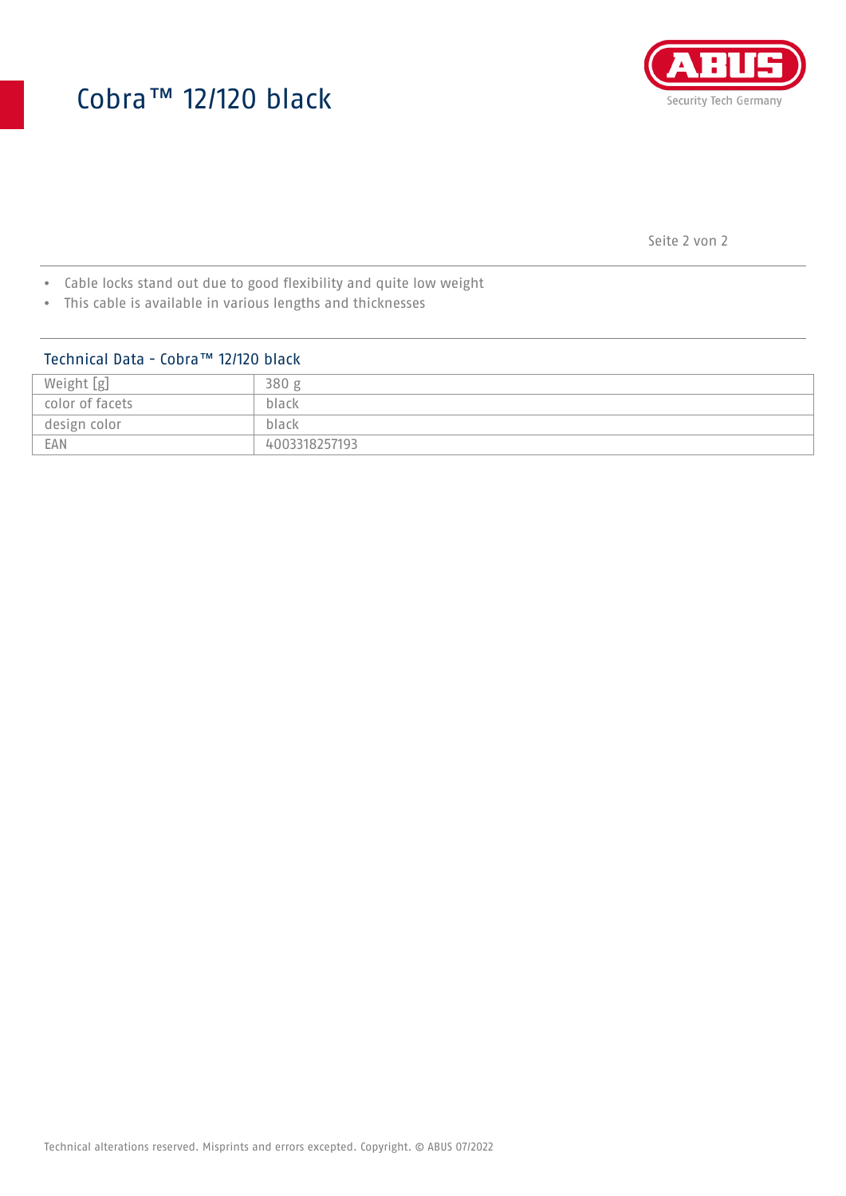# Cobra™ 12/120 black

- Cable locks stand out due to good flexibility and quite low weight
- This cable is available in various lengths and thicknesses

## Technical Data - Cobra™ 12/120 black

| | |
|---|---|
| Weight [g] | 380 g |
| color of facets | black |
| design color | black |
| EAN | 4003318257193 |

Technical alterations reserved. Misprints and errors excepted. Copyright. © ABUS 07/2022